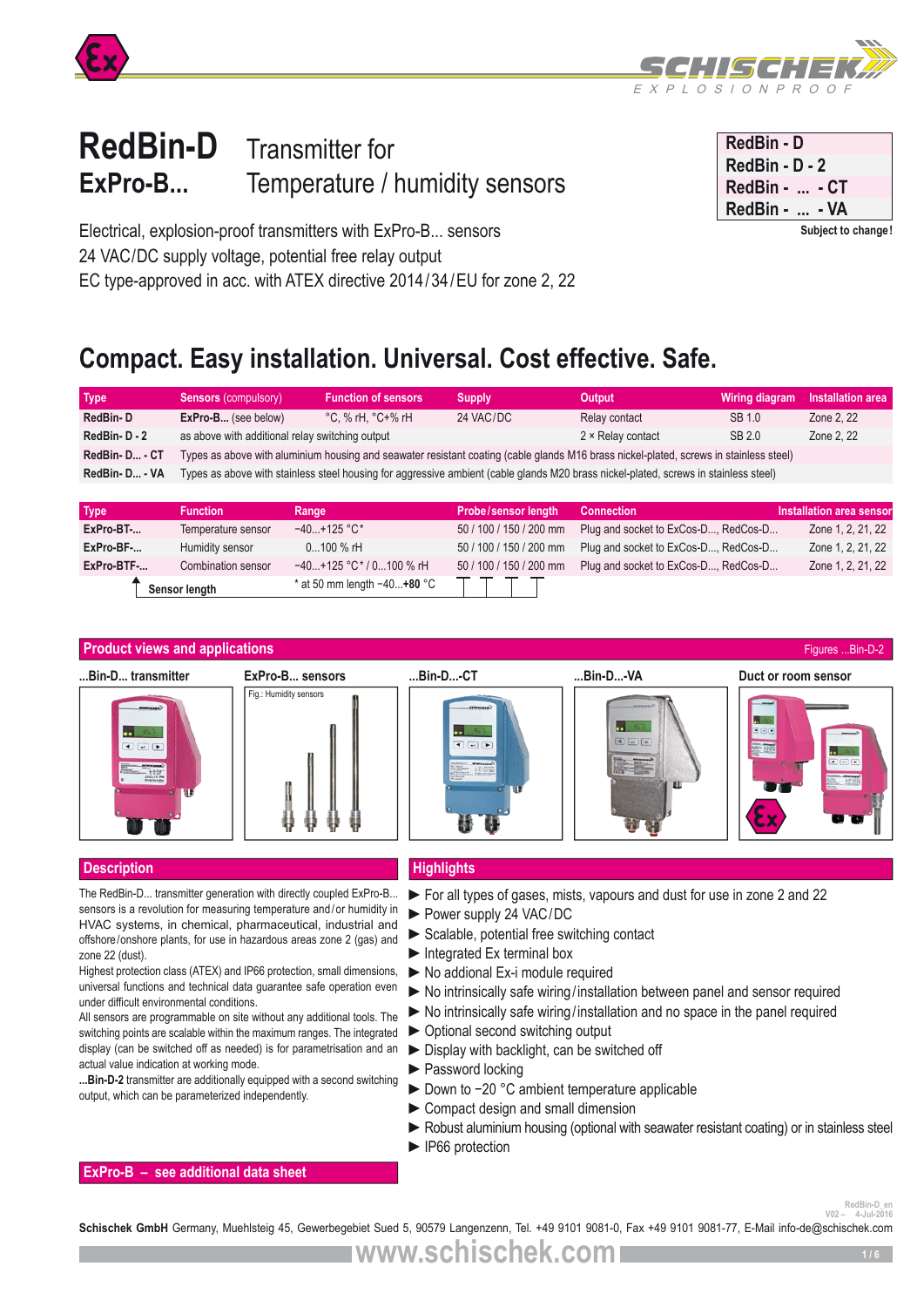# RedBin-D ExPro-B...

## Transmitter for Temperature / humidity sensors

| RedBin - D |
|---|
| RedBin - D - 2 |
| RedBin - ... - CT |
| RedBin - ... - VA |

**Subject to change!**

Electrical, explosion-proof transmitters with ExPro-B... sensors
24 VAC/DC supply voltage, potential free relay output
EC type-approved in acc. with ATEX directive 2014/34/EU for zone 2, 22

## Compact. Easy installation. Universal. Cost effective. Safe.

| Type | Sensors (compulsory) | Function of sensors | Supply | Output | Wiring diagram | Installation area |
|---|---|---|---|---|---|---|
| **RedBin- D** | **ExPro-B...** (see below) | °C, % rH, °C+% rH | 24 VAC/DC | Relay contact | SB 1.0 | Zone 2, 22 |
| **RedBin- D - 2** | as above with additional relay switching output | | | 2 × Relay contact | SB 2.0 | Zone 2, 22 |
| **RedBin- D... - CT** | Types as above with aluminium housing and seawater resistant coating (cable glands M16 brass nickel-plated, screws in stainless steel) | | | | | |
| **RedBin- D... - VA** | Types as above with stainless steel housing for aggressive ambient (cable glands M20 brass nickel-plated, screws in stainless steel) | | | | | |

| Type | Function | Range | Probe/sensor length | Connection | Installation area sensor |
|---|---|---|---|---|---|
| **ExPro-BT-...** | Temperature sensor | −40...+125 °C* | 50 / 100 / 150 / 200 mm | Plug and socket to ExCos-D..., RedCos-D... | Zone 1, 2, 21, 22 |
| **ExPro-BF-...** | Humidity sensor | 0...100 % rH | 50 / 100 / 150 / 200 mm | Plug and socket to ExCos-D..., RedCos-D... | Zone 1, 2, 21, 22 |
| **ExPro-BTF-...** | Combination sensor | −40...+125 °C* / 0...100 % rH | 50 / 100 / 150 / 200 mm | Plug and socket to ExCos-D..., RedCos-D... | Zone 1, 2, 21, 22 |

**Sensor length**

\* at 50 mm length −40...**+80** °C

## Product views and applications

Figures ...Bin-D-2

...Bin-D... transmitter | ExPro-B... sensors | ...Bin-D...-CT | ...Bin-D...-VA | Duct or room sensor

Fig.: Humidity sensors

## Description

The RedBin-D... transmitter generation with directly coupled ExPro-B... sensors is a revolution for measuring temperature and/or humidity in HVAC systems, in chemical, pharmaceutical, industrial and offshore/onshore plants, for use in hazardous areas zone 2 (gas) and zone 22 (dust).

Highest protection class (ATEX) and IP66 protection, small dimensions, universal functions and technical data guarantee safe operation even under difficult environmental conditions.

All sensors are programmable on site without any additional tools. The switching points are scalable within the maximum ranges. The integrated display (can be switched off as needed) is for parametrisation and an actual value indication at working mode.

**...Bin-D-2** transmitter are additionally equipped with a second switching output, which can be parameterized independently.

## Highlights

- ► For all types of gases, mists, vapours and dust for use in zone 2 and 22
- ► Power supply 24 VAC/DC
- ► Scalable, potential free switching contact
- ► Integrated Ex terminal box
- ► No addional Ex-i module required
- ► No intrinsically safe wiring/installation between panel and sensor required
- ► No intrinsically safe wiring/installation and no space in the panel required
- ► Optional second switching output
- ► Display with backlight, can be switched off
- ► Password locking
- ► Down to −20 °C ambient temperature applicable
- ► Compact design and small dimension
- ► Robust aluminium housing (optional with seawater resistant coating) or in stainless steel
- ► IP66 protection

## ExPro-B – see additional data sheet

RedBin-D_en V02 – 4-Jul-2016

**Schischek GmbH** Germany, Muehlsteig 45, Gewerbegebiet Sued 5, 90579 Langenzenn, Tel. +49 9101 9081-0, Fax +49 9101 9081-77, E-Mail info-de@schischek.com

www.schischek.com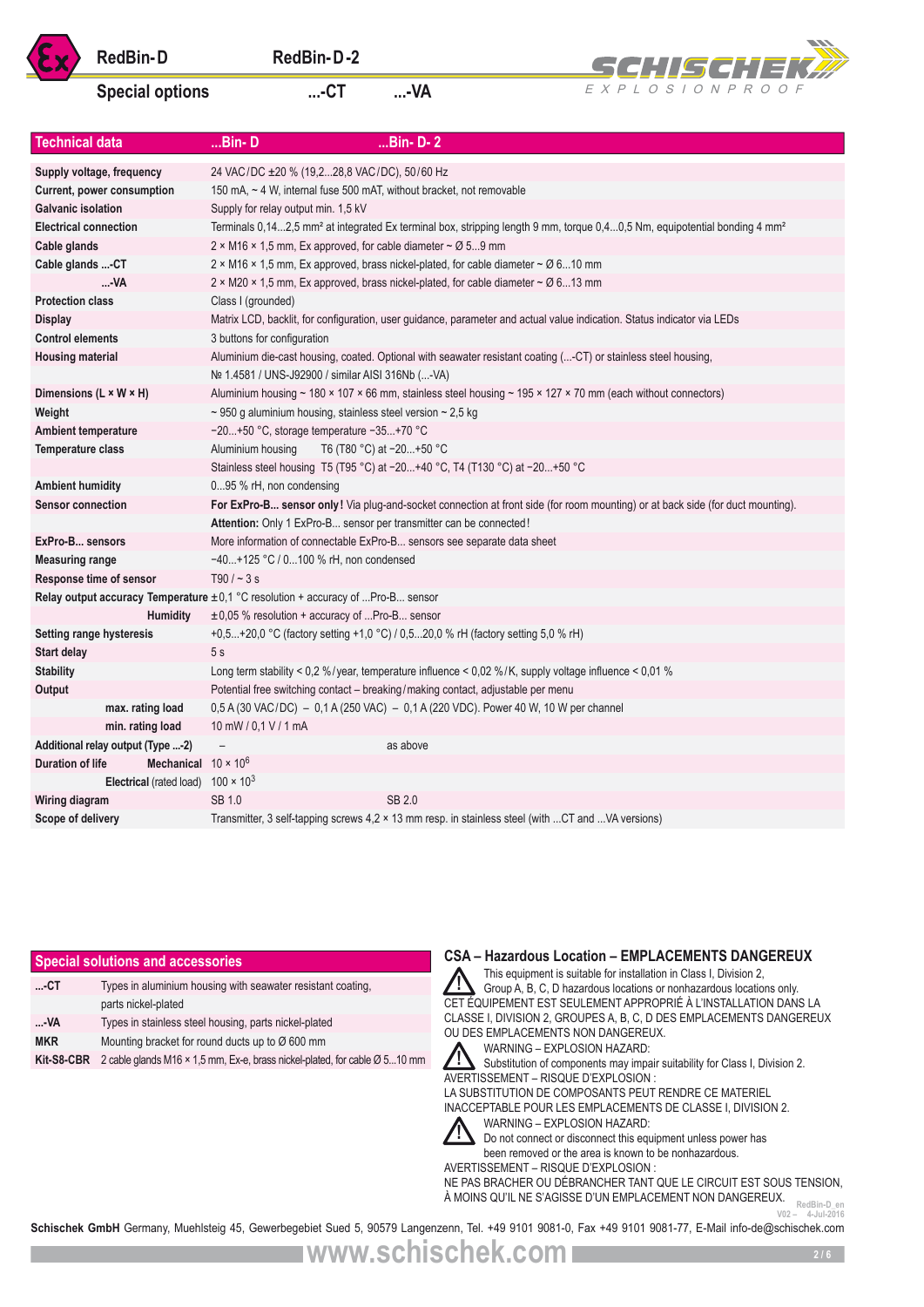# RedBin-D RedBin-D-2

## Special options ...-CT ...-VA

| Technical data | ...Bin-D | ...Bin-D-2 |
|---|---|---|
| **Supply voltage, frequency** | 24 VAC/DC ±20 % (19,2...28,8 VAC/DC), 50/60 Hz | |
| **Current, power consumption** | 150 mA, ~ 4 W, internal fuse 500 mAT, without bracket, not removable | |
| **Galvanic isolation** | Supply for relay output min. 1,5 kV | |
| **Electrical connection** | Terminals 0,14...2,5 mm² at integrated Ex terminal box, stripping length 9 mm, torque 0,4...0,5 Nm, equipotential bonding 4 mm² | |
| **Cable glands** | 2 × M16 × 1,5 mm, Ex approved, for cable diameter ~ Ø 5...9 mm | |
| **Cable glands ...-CT** | 2 × M16 × 1,5 mm, Ex approved, brass nickel-plated, for cable diameter ~ Ø 6...10 mm | |
| **...-VA** | 2 × M20 × 1,5 mm, Ex approved, brass nickel-plated, for cable diameter ~ Ø 6...13 mm | |
| **Protection class** | Class I (grounded) | |
| **Display** | Matrix LCD, backlit, for configuration, user guidance, parameter and actual value indication. Status indicator via LEDs | |
| **Control elements** | 3 buttons for configuration | |
| **Housing material** | Aluminium die-cast housing, coated. Optional with seawater resistant coating (...-CT) or stainless steel housing, № 1.4581 / UNS-J92900 / similar AISI 316Nb (...-VA) | |
| **Dimensions (L × W × H)** | Aluminium housing ~ 180 × 107 × 66 mm, stainless steel housing ~ 195 × 127 × 70 mm (each without connectors) | |
| **Weight** | ~ 950 g aluminium housing, stainless steel version ~ 2,5 kg | |
| **Ambient temperature** | −20...+50 °C, storage temperature −35...+70 °C | |
| **Temperature class** | Aluminium housing T6 (T80 °C) at −20...+50 °C | |
| | Stainless steel housing T5 (T95 °C) at −20...+40 °C, T4 (T130 °C) at −20...+50 °C | |
| **Ambient humidity** | 0...95 % rH, non condensing | |
| **Sensor connection** | **For ExPro-B... sensor only!** Via plug-and-socket connection at front side (for room mounting) or at back side (for duct mounting). | |
| | **Attention:** Only 1 ExPro-B... sensor per transmitter can be connected! | |
| **ExPro-B... sensors** | More information of connectable ExPro-B... sensors see separate data sheet | |
| **Measuring range** | −40...+125 °C / 0...100 % rH, non condensed | |
| **Response time of sensor** | T90 / ~ 3 s | |
| **Relay output accuracy Temperature** | ±0,1 °C resolution + accuracy of ...Pro-B... sensor | |
| **Humidity** | ±0,05 % resolution + accuracy of ...Pro-B... sensor | |
| **Setting range hysteresis** | +0,5...+20,0 °C (factory setting +1,0 °C) / 0,5...20,0 % rH (factory setting 5,0 % rH) | |
| **Start delay** | 5 s | |
| **Stability** | Long term stability < 0,2 %/year, temperature influence < 0,02 %/K, supply voltage influence < 0,01 % | |
| **Output** | Potential free switching contact – breaking/making contact, adjustable per menu | |
| **max. rating load** | 0,5 A (30 VAC/DC) – 0,1 A (250 VAC) – 0,1 A (220 VDC). Power 40 W, 10 W per channel | |
| **min. rating load** | 10 mW / 0,1 V / 1 mA | |
| **Additional relay output (Type ...-2)** | – | as above |
| **Duration of life Mechanical** | $10 \times 10^6$ | |
| **Electrical** (rated load) | $100 \times 10^3$ | |
| **Wiring diagram** | SB 1.0 | SB 2.0 |
| **Scope of delivery** | Transmitter, 3 self-tapping screws 4,2 × 13 mm resp. in stainless steel (with ...CT and ...VA versions) | |

## Special solutions and accessories

| | |
|---|---|
| **...-CT** | Types in aluminium housing with seawater resistant coating, parts nickel-plated |
| **...-VA** | Types in stainless steel housing, parts nickel-plated |
| **MKR** | Mounting bracket for round ducts up to Ø 600 mm |
| **Kit-S8-CBR** | 2 cable glands M16 × 1,5 mm, Ex-e, brass nickel-plated, for cable Ø 5...10 mm |

## CSA – Hazardous Location – EMPLACEMENTS DANGEREUX

This equipment is suitable for installation in Class I, Division 2, Group A, B, C, D hazardous locations or nonhazardous locations only.
CET ÉQUIPEMENT EST SEULEMENT APPROPRIÉ À L'INSTALLATION DANS LA CLASSE I, DIVISION 2, GROUPES A, B, C, D DES EMPLACEMENTS DANGEREUX OU DES EMPLACEMENTS NON DANGEREUX.

WARNING – EXPLOSION HAZARD:
Substitution of components may impair suitability for Class I, Division 2.
AVERTISSEMENT – RISQUE D'EXPLOSION :
LA SUBSTITUTION DE COMPOSANTS PEUT RENDRE CE MATERIEL INACCEPTABLE POUR LES EMPLACEMENTS DE CLASSE I, DIVISION 2.

WARNING – EXPLOSION HAZARD:
Do not connect or disconnect this equipment unless power has been removed or the area is known to be nonhazardous.
AVERTISSEMENT – RISQUE D'EXPLOSION :
NE PAS BRACHER OU DÉBRANCHER TANT QUE LE CIRCUIT EST SOUS TENSION, À MOINS QU'IL NE S'AGISSE D'UN EMPLACEMENT NON DANGEREUX.

RedBin-D_en V02 – 4-Jul-2016

**Schischek GmbH** Germany, Muehlsteig 45, Gewerbegebiet Sued 5, 90579 Langenzenn, Tel. +49 9101 9081-0, Fax +49 9101 9081-77, E-Mail info-de@schischek.com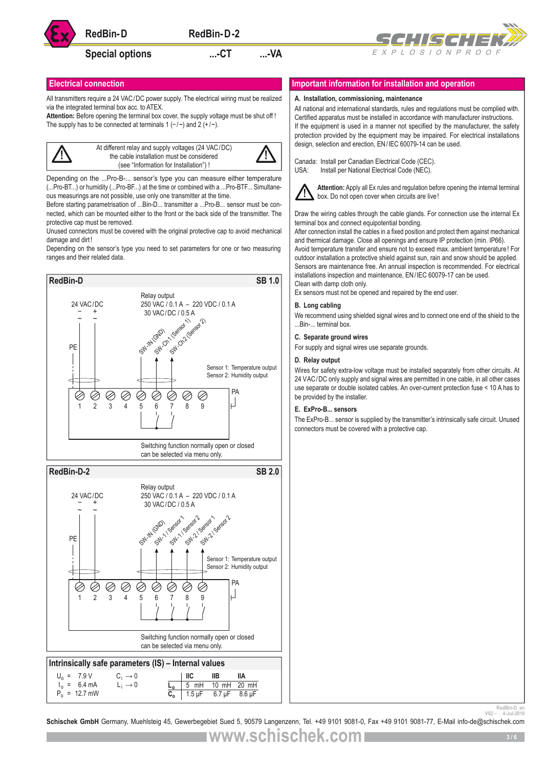# RedBin-D RedBin-D-2

## Special options ...-CT ...-VA

## Electrical connection

All transmitters require a 24 VAC/DC power supply. The electrical wiring must be realized via the integrated terminal box acc. to ATEX.
**Attention:** Before opening the terminal box cover, the supply voltage must be shut off ! The supply has to be connected at terminals 1 (−/~) and 2 (+/~).

> ⚠ At different relay and supply voltages (24 VAC/DC) the cable installation must be considered (see "Information for Installation") ! ⚠

Depending on the ...Pro-B-... sensor's type you can measure either temperature (...Pro-BT...) or humidity (...Pro-BF...) at the time or combined with a ...Pro-BTF... Simultaneous measurings are not possible, use only one transmitter at the time.
Before starting parametrisation of ...Bin-D... transmitter a ...Pro-B... sensor must be connected, which can be mounted either to the front or the back side of the transmitter. The protective cap must be removed.
Unused connectors must be covered with the original protective cap to avoid mechanical damage and dirt!
Depending on the sensor's type you need to set parameters for one or two measuring ranges and their related data.

### RedBin-D — SB 1.0

24 VAC/DC: − ~ / + ~ ; PE

Relay output
250 VAC / 0.1 A – 220 VDC / 0.1 A
30 VAC/DC / 0.5 A

SW-IN (GND), SW-Ch1 (Sensor 1), SW-Ch2 (Sensor 2)

Sensor 1: Temperature output
Sensor 2: Humidity output

Terminals: 1 2 3 4 5 6 7 8 9, PA

Switching function normally open or closed can be selected via menu only.

### RedBin-D-2 — SB 2.0

24 VAC/DC: − ~ / + ~ ; PE

Relay output
250 VAC / 0.1 A – 220 VDC / 0.1 A
30 VAC/DC / 0.5 A

SW-IN (GND), SW-1 / Sensor 1, SW-1 / Sensor 2, SW-2 / Sensor 1, SW-2 / Sensor 2

Sensor 1: Temperature output
Sensor 2: Humidity output

Terminals: 1 2 3 4 5 6 7 8 9, PA

Switching function normally open or closed can be selected via menu only.

### Intrinsically safe parameters (IS) – Internal values

$U_o$ = 7.9 V  $C_i \rightarrow 0$
$I_o$ = 6.4 mA  $L_i \rightarrow 0$
$P_o$ = 12.7 mW

| | IIC | IIB | IIA |
|---|---|---|---|
| $L_o$ | 5 mH | 10 mH | 20 mH |
| $C_o$ | 1.5 µF | 6.7 µF | 8.6 µF |

## Important information for installation and operation

### A. Installation, commissioning, maintenance

All national and international standards, rules and regulations must be complied with. Certified apparatus must be installed in accordance with manufacturer instructions. If the equipment is used in a manner not specified by the manufacturer, the safety protection provided by the equipment may be impaired. For electrical installations design, selection and erection, EN/IEC 60079-14 can be used.

Canada: Install per Canadian Electrical Code (CEC).
USA: Install per National Electrical Code (NEC).

> ⚠ **Attention:** Apply all Ex rules and regulation before opening the internal terminal box. Do not open cover when circuits are live!

Draw the wiring cables through the cable glands. For connection use the internal Ex terminal box and connect equipotential bonding.
After connection install the cables in a fixed position and protect them against mechanical and thermal damage. Close all openings and ensure IP protection (min. IP66).
Avoid temperature transfer and ensure not to exceed max. ambient temperature! For outdoor installation a protective shield against sun, rain and snow should be applied. Sensors are maintenance free. An annual inspection is recommended. For electrical installations inspection and maintenance, EN/IEC 60079-17 can be used.
Clean with damp cloth only.
Ex sensors must not be opened and repaired by the end user.

### B. Long cabling

We recommend using shielded signal wires and to connect one end of the shield to the ...Bin-... terminal box.

### C. Separate ground wires

For supply and signal wires use separate grounds.

### D. Relay output

Wires for safety extra-low voltage must be installed separately from other circuits. At 24 VAC/DC only supply and signal wires are permitted in one cable, in all other cases use separate or double isolated cables. An over-current protection fuse < 10 A has to be provided by the installer.

### E. ExPro-B... sensors

The ExPro-B... sensor is supplied by the transmitter's intrinsically safe circuit. Unused connectors must be covered with a protective cap.

**Schischek GmbH** Germany, Muehlsteig 45, Gewerbegebiet Sued 5, 90579 Langenzenn, Tel. +49 9101 9081-0, Fax +49 9101 9081-77, E-Mail info-de@schischek.com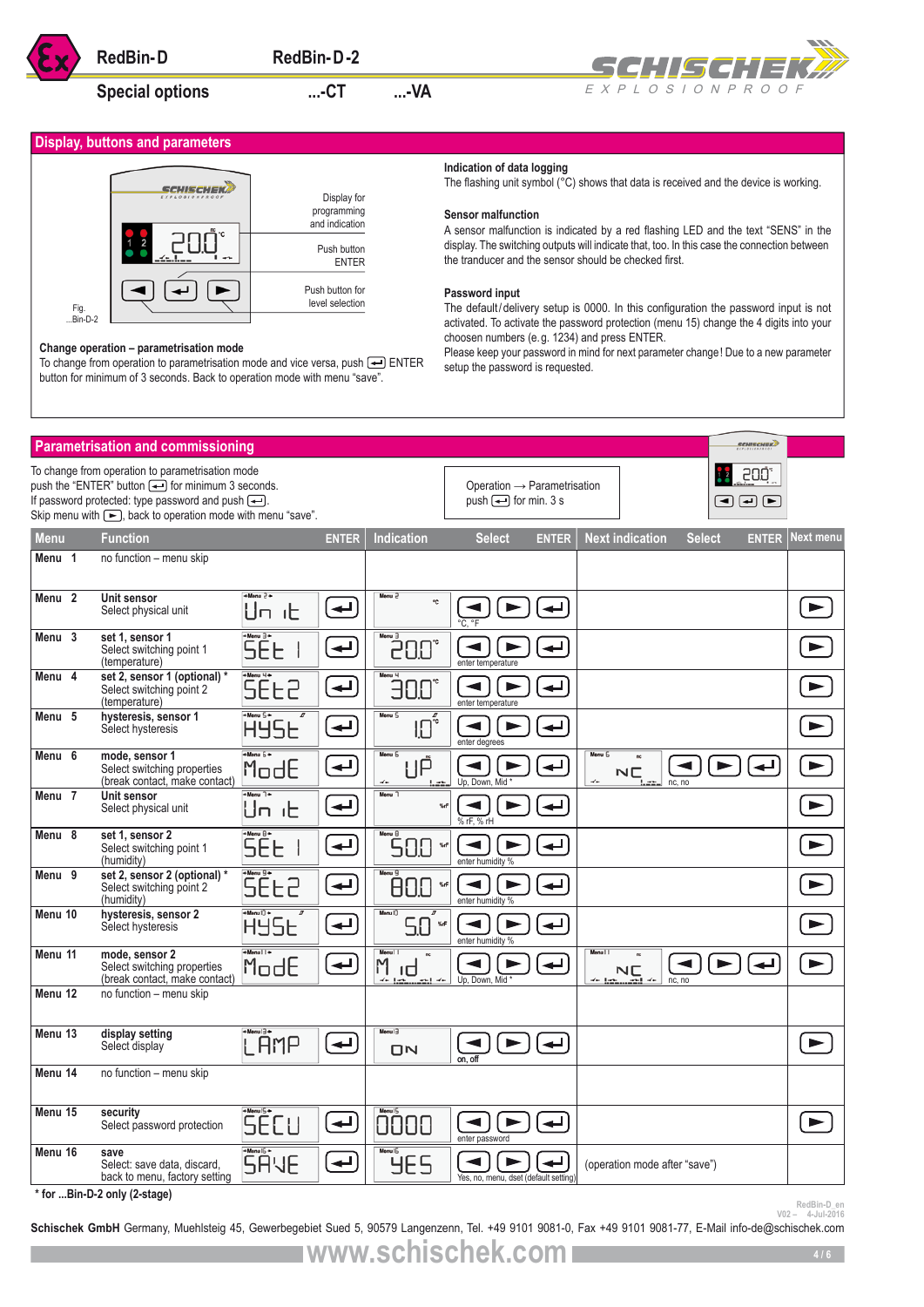RedBin-D RedBin-D-2

Special options ...-CT ...-VA

## Display, buttons and parameters

Display for programming and indication

Push button ENTER

Push button for level selection

Fig. ...Bin-D-2

**Change operation – parametrisation mode**

To change from operation to parametrisation mode and vice versa, push ENTER button for minimum of 3 seconds. Back to operation mode with menu "save".

**Indication of data logging**

The flashing unit symbol (°C) shows that data is received and the device is working.

**Sensor malfunction**

A sensor malfunction is indicated by a red flashing LED and the text "SENS" in the display. The switching outputs will indicate that, too. In this case the connection between the tranducer and the sensor should be checked first.

**Password input**

The default/delivery setup is 0000. In this configuration the password input is not activated. To activate the password protection (menu 15) change the 4 digits into your choosen numbers (e.g. 1234) and press ENTER.

Please keep your password in mind for next parameter change! Due to a new parameter setup the password is requested.

## Parametrisation and commissioning

To change from operation to parametrisation mode push the "ENTER" button for minimum 3 seconds.
If password protected: type password and push ENTER.
Skip menu with ►, back to operation mode with menu "save".

Operation → Parametrisation push ENTER for min. 3 s

| Menu | Function | | ENTER | Indication | Select | ENTER | Next indication | Select | ENTER | Next menu |
|---|---|---|---|---|---|---|---|---|---|---|
| Menu 1 | no function – menu skip | | | | | | | | | |
| Menu 2 | **Unit sensor** Select physical unit | Un it | ENTER | °C | °C, °F | ENTER | | | | ► |
| Menu 3 | **set 1, sensor 1** Select switching point 1 (temperature) | SEt 1 | ENTER | 20.0 °C | enter temperature | ENTER | | | | ► |
| Menu 4 | **set 2, sensor 1 (optional)** * Select switching point 2 (temperature) | SEt2 | ENTER | 30.0 °C | enter temperature | ENTER | | | | ► |
| Menu 5 | **hysteresis, sensor 1** Select hysteresis | HYSt | ENTER | 1.0 °C | enter degrees | ENTER | | | | ► |
| Menu 6 | **mode, sensor 1** Select switching properties (break contact, make contact) | ModE | ENTER | UP | Up, Down, Mid * | ENTER | NC | nc, no | ENTER | ► |
| Menu 7 | **Unit sensor** Select physical unit | Un it | ENTER | %rF | % rF, % rH | ENTER | | | | ► |
| Menu 8 | **set 1, sensor 2** Select switching point 1 (humidity) | SEt 1 | ENTER | 50.0 %rF | enter humidity % | ENTER | | | | ► |
| Menu 9 | **set 2, sensor 2 (optional)** * Select switching point 2 (humidity) | SEt2 | ENTER | 80.0 %rF | enter humidity % | ENTER | | | | ► |
| Menu 10 | **hysteresis, sensor 2** Select hysteresis | HYSt | ENTER | 5.0 %rF | enter humidity % | ENTER | | | | ► |
| Menu 11 | **mode, sensor 2** Select switching properties (break contact, make contact) | ModE | ENTER | M id | Up, Down, Mid * | ENTER | NC | nc, no | ENTER | ► |
| Menu 12 | no function – menu skip | | | | | | | | | |
| Menu 13 | **display setting** Select display | LAMP | ENTER | ON | on, off | ENTER | | | | ► |
| Menu 14 | no function – menu skip | | | | | | | | | |
| Menu 15 | **security** Select password protection | SECU | ENTER | 0000 | enter password | ENTER | | | | ► |
| Menu 16 | **save** Select: save data, discard, back to menu, factory setting | SAVE | ENTER | YES | Yes, no, menu, dset (default setting) | ENTER | (operation mode after "save") | | | |

\* for ...Bin-D-2 only (2-stage)

RedBin-D_en V02 – 4-Jul-2016

**Schischek GmbH** Germany, Muehlsteig 45, Gewerbegebiet Sued 5, 90579 Langenzenn, Tel. +49 9101 9081-0, Fax +49 9101 9081-77, E-Mail info-de@schischek.com

www.schischek.com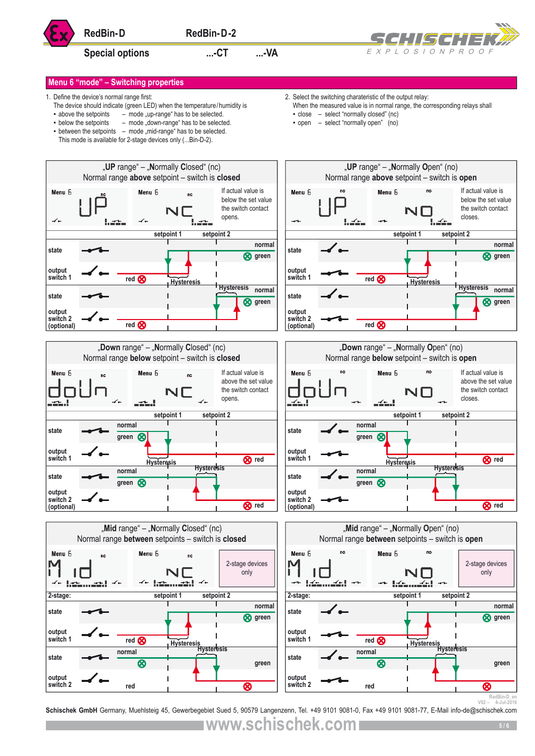## Menu 6 "mode" – Switching properties

1. Define the device's normal range first:
   The device should indicate (green LED) when the temperature/humidity is
   - above the setpoints – mode „up-range" has to be selected.
   - below the setpoints – mode „down-range" has to be selected.
   - between the setpoints – mode „mid-range" has to be selected.
   This mode is available for 2-stage devices only (...Bin-D-2).

2. Select the switching charateristic of the output relay:
   When the measured value is in normal range, the corresponding relays shall
   - close – select "normally closed" (nc)
   - open – select "normally open" (no)

### „UP range" – „Normally Closed" (nc)

Normal range **above** setpoint – switch is **closed**

Menu 6: UP (nc) — Menu 6: NC

If actual value is below the set value the switch contact opens.

setpoint 1 — setpoint 2

state / output switch 1: red — Hysteresis — normal, green

state / output switch 2 (optional): red — Hysteresis — normal, green

### „UP range" – „Normally Open" (no)

Normal range **above** setpoint – switch is **open**

Menu 6: UP (no) — Menu 6: NO

If actual value is below the set value the switch contact closes.

setpoint 1 — setpoint 2

state / output switch 1: red — Hysteresis — normal, green

state / output switch 2 (optional): red — Hysteresis — normal, green

### „Down range" – „Normally Closed" (nc)

Normal range **below** setpoint – switch is **closed**

Menu 6: doUn (nc) — Menu 6: NC

If actual value is above the set value the switch contact opens.

setpoint 1 — setpoint 2

state / output switch 1: normal, green — Hysteresis — red

state / output switch 2 (optional): normal, green — Hysteresis — red

### „Down range" – „Normally Open" (no)

Normal range **below** setpoint – switch is **open**

Menu 6: doUn (no) — Menu 6: NO

If actual value is above the set value the switch contact closes.

setpoint 1 — setpoint 2

state / output switch 1: normal, green — Hysteresis — red

state / output switch 2 (optional): normal, green — Hysteresis — red

### „Mid range" – „Normally Closed" (nc)

Normal range **between** setpoints – switch is **closed**

Menu 6: Mid (nc) — Menu 6: NC

2-stage devices only

2-stage: setpoint 1 — setpoint 2

state / output switch 1: red — Hysteresis — normal, green

state / output switch 2: normal — Hysteresis — green, red

### „Mid range" – „Normally Open" (no)

Normal range **between** setpoints – switch is **open**

Menu 6: Mid (no) — Menu 6: NO

2-stage devices only

2-stage: setpoint 1 — setpoint 2

state / output switch 1: red — Hysteresis — normal, green

state / output switch 2: normal — Hysteresis — green, red

RedBin-D_en V02 – 4-Jul-2016

**Schischek GmbH** Germany, Muehlsteig 45, Gewerbegebiet Sued 5, 90579 Langenzenn, Tel. +49 9101 9081-0, Fax +49 9101 9081-77, E-Mail info-de@schischek.com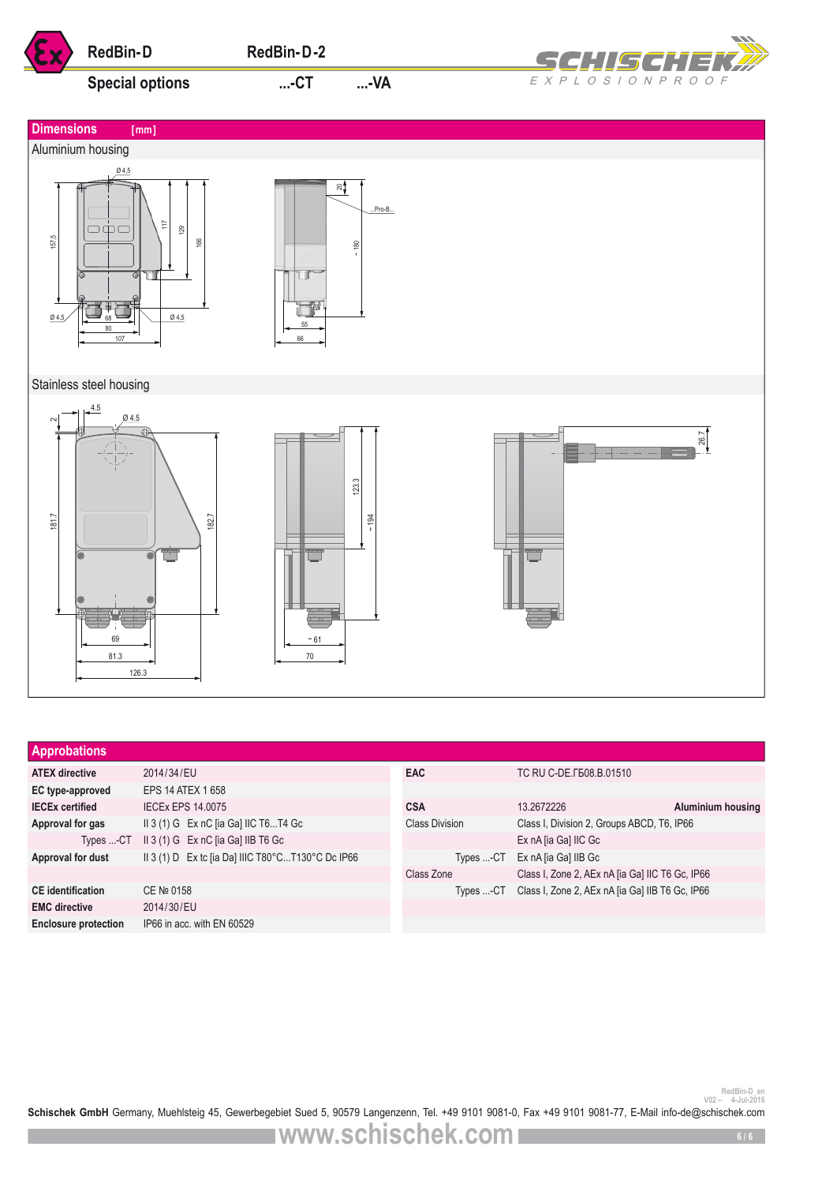RedBin-D RedBin-D-2

Special options ...-CT ...-VA

## Dimensions [mm]

### Aluminium housing

Ø 4,5
157,5
117
129
166
Ø 4,5
68
80
107
Ø 4,5
20
Pro-B...
~ 180
55
66

### Stainless steel housing

4,5
2
Ø 4.5
181.7
182.7
69
81.3
126.3
123.3
~ 194
~ 61
70
26.7

## Approbations

| | | | | |
|---|---|---|---|---|
| **ATEX directive** | 2014/34/EU | **EAC** | TC RU C-DE.ГБ08.В.01510 | |
| **EC type-approved** | EPS 14 ATEX 1 658 | | | |
| **IECEx certified** | IECEx EPS 14.0075 | **CSA** | 13.2672226 | **Aluminium housing** |
| **Approval for gas** | II 3 (1) G Ex nC [ia Ga] IIC T6...T4 Gc | Class Division | Class I, Division 2, Groups ABCD, T6, IP66 | |
| Types ...-CT | II 3 (1) G Ex nC [ia Ga] IIB T6 Gc | | Ex nA [ia Ga] IIC Gc | |
| **Approval for dust** | II 3 (1) D Ex tc [ia Da] IIIC T80°C...T130°C Dc IP66 | Types ...-CT | Ex nA [ia Ga] IIB Gc | |
| | | Class Zone | Class I, Zone 2, AEx nA [ia Ga] IIC T6 Gc, IP66 | |
| **CE identification** | CE № 0158 | Types ...-CT | Class I, Zone 2, AEx nA [ia Ga] IIB T6 Gc, IP66 | |
| **EMC directive** | 2014/30/EU | | | |
| **Enclosure protection** | IP66 in acc. with EN 60529 | | | |

RedBin-D_en
V02 – 4-Jul-2016

**Schischek GmbH** Germany, Muehlsteig 45, Gewerbegebiet Sued 5, 90579 Langenzenn, Tel. +49 9101 9081-0, Fax +49 9101 9081-77, E-Mail info-de@schischek.com

www.schischek.com